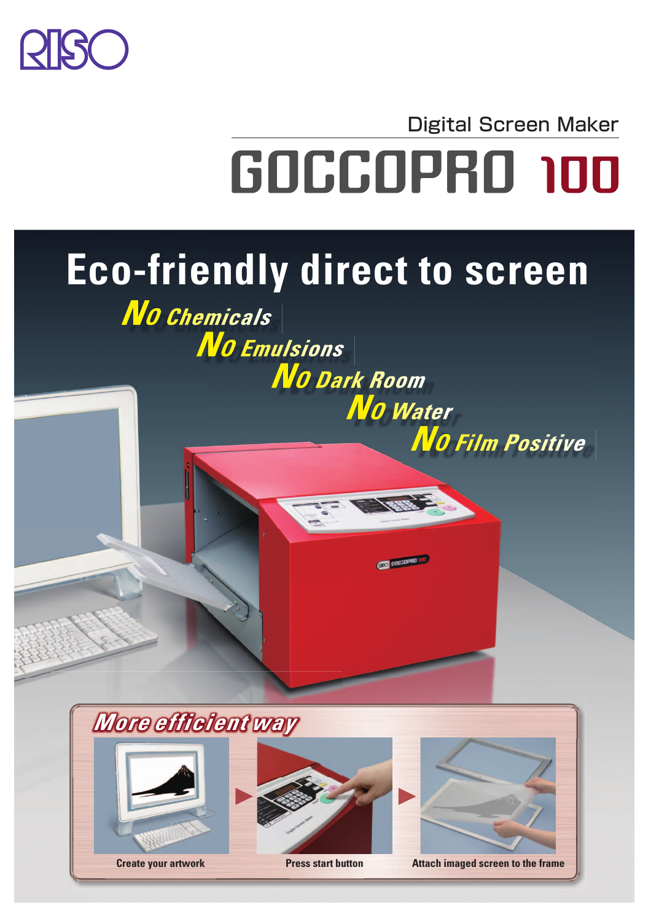RISO

Digital Screen Maker

# GOCCOPRO 100

## Eco-friendly direct to screen

*No Chemicals*

*No Emulsions*

*No Dark Room*

*No Water*

*No Film Positive*

### *More efficient way*

Create your artwork ▶ Press start button ▶ Attach imaged screen to the frame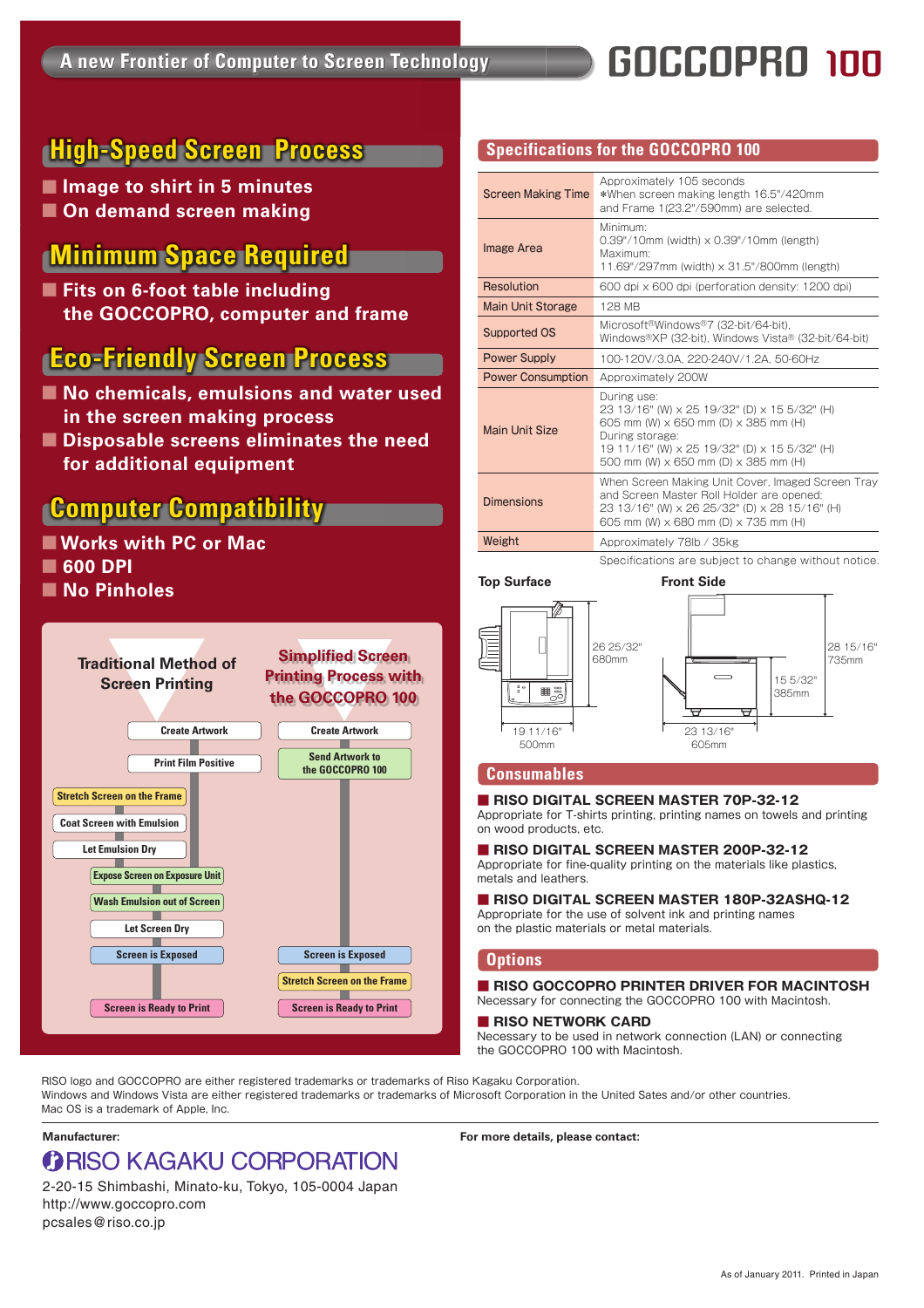A new Frontier of Computer to Screen Technology

# GOCCOPRO 100

## High-Speed Screen Process

- Image to shirt in 5 minutes
- On demand screen making

## Minimum Space Required

- Fits on 6-foot table including the GOCCOPRO, computer and frame

## Eco-Friendly Screen Process

- No chemicals, emulsions and water used in the screen making process
- Disposable screens eliminates the need for additional equipment

## Computer Compatibility

- Works with PC or Mac
- 600 DPI
- No Pinholes

**Traditional Method of Screen Printing**

Create Artwork
Print Film Positive
Stretch Screen on the Frame
Coat Screen with Emulsion
Let Emulsion Dry
Expose Screen on Exposure Unit
Wash Emulsion out of Screen
Let Screen Dry
Screen is Exposed
Screen is Ready to Print

**Simplified Screen Printing Process with the GOCCOPRO 100**

Create Artwork
Send Artwork to the GOCCOPRO 100
Screen is Exposed
Stretch Screen on the Frame
Screen is Ready to Print

## Specifications for the GOCCOPRO 100

| | |
|---|---|
| Screen Making Time | Approximately 105 seconds<br>*When screen making length 16.5"/420mm and Frame 1(23.2"/590mm) are selected. |
| Image Area | Minimum:<br>0.39"/10mm (width) x 0.39"/10mm (length)<br>Maximum:<br>11.69"/297mm (width) x 31.5"/800mm (length) |
| Resolution | 600 dpi x 600 dpi (perforation density: 1200 dpi) |
| Main Unit Storage | 128 MB |
| Supported OS | Microsoft®Windows®7 (32-bit/64-bit), Windows®XP (32-bit), Windows Vista® (32-bit/64-bit) |
| Power Supply | 100-120V/3.0A, 220-240V/1.2A, 50-60Hz |
| Power Consumption | Approximately 200W |
| Main Unit Size | During use:<br>23 13/16" (W) x 25 19/32" (D) x 15 5/32" (H)<br>605 mm (W) x 650 mm (D) x 385 mm (H)<br>During storage:<br>19 11/16" (W) x 25 19/32" (D) x 15 5/32" (H)<br>500 mm (W) x 650 mm (D) x 385 mm (H) |
| Dimensions | When Screen Making Unit Cover, Imaged Screen Tray and Screen Master Roll Holder are opened:<br>23 13/16" (W) x 26 25/32" (D) x 28 15/16" (H)<br>605 mm (W) x 680 mm (D) x 735 mm (H) |
| Weight | Approximately 78lb / 35kg |

Specifications are subject to change without notice.

**Top Surface**

26 25/32"
680mm
19 11/16"
500mm

**Front Side**

28 15/16"
735mm
15 5/32"
385mm
23 13/16"
605mm

## Consumables

**RISO DIGITAL SCREEN MASTER 70P-32-12**
Appropriate for T-shirts printing, printing names on towels and printing on wood products, etc.

**RISO DIGITAL SCREEN MASTER 200P-32-12**
Appropriate for fine-quality printing on the materials like plastics, metals and leathers.

**RISO DIGITAL SCREEN MASTER 180P-32ASHQ-12**
Appropriate for the use of solvent ink and printing names on the plastic materials or metal materials.

## Options

**RISO GOCCOPRO PRINTER DRIVER FOR MACINTOSH**
Necessary for connecting the GOCCOPRO 100 with Macintosh.

**RISO NETWORK CARD**
Necessary to be used in network connection (LAN) or connecting the GOCCOPRO 100 with Macintosh.

RISO logo and GOCCOPRO are either registered trademarks or trademarks of Riso Kagaku Corporation.
Windows and Windows Vista are either registered trademarks or trademarks of Microsoft Corporation in the United Sates and/or other countries.
Mac OS is a trademark of Apple, Inc.

**Manufacturer:**

RISO KAGAKU CORPORATION
2-20-15 Shimbashi, Minato-ku, Tokyo, 105-0004 Japan
http://www.goccopro.com
pcsales@riso.co.jp

**For more details, please contact:**

As of January 2011. Printed in Japan